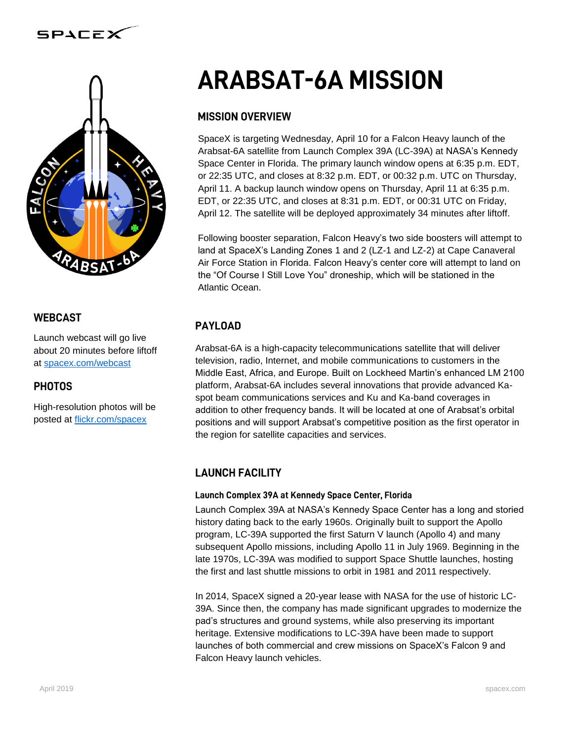# ARABSAT-6A MISSION

## MISSION OVERVIEW

SpaceX is targeting Wednesday, April 10 for a Falcon Heavy launch of the Arabsat-6A satellite from Launch Complex 39A (LC-39A) at NASA's Kennedy Space Center in Florida. The primary launch window opens at 6:35 p.m. EDT, or 22:35 UTC, and closes at 8:32 p.m. EDT, or 00:32 p.m. UTC on Thursday, April 11. A backup launch window opens on Thursday, April 11 at 6:35 p.m. EDT, or 22:35 UTC, and closes at 8:31 p.m. EDT, or 00:31 UTC on Friday, April 12. The satellite will be deployed approximately 34 minutes after liftoff.

Following booster separation, Falcon Heavy's two side boosters will attempt to land at SpaceX's Landing Zones 1 and 2 (LZ-1 and LZ-2) at Cape Canaveral Air Force Station in Florida. Falcon Heavy's center core will attempt to land on the "Of Course I Still Love You" droneship, which will be stationed in the Atlantic Ocean.

## WEBCAST

Launch webcast will go live about 20 minutes before liftoff at [spacex.com/webcast](spacex.com/webcast)

## PHOTOS

High-resolution photos will be posted at [flickr.com/spacex](flickr.com/spacex)

## PAYLOAD

Arabsat-6A is a high-capacity telecommunications satellite that will deliver television, radio, Internet, and mobile communications to customers in the Middle East, Africa, and Europe. Built on Lockheed Martin's enhanced LM 2100 platform, Arabsat-6A includes several innovations that provide advanced Ka-spot beam communications services and Ku and Ka-band coverages in addition to other frequency bands. It will be located at one of Arabsat's orbital positions and will support Arabsat's competitive position as the first operator in the region for satellite capacities and services.

## LAUNCH FACILITY

### Launch Complex 39A at Kennedy Space Center, Florida

Launch Complex 39A at NASA's Kennedy Space Center has a long and storied history dating back to the early 1960s. Originally built to support the Apollo program, LC-39A supported the first Saturn V launch (Apollo 4) and many subsequent Apollo missions, including Apollo 11 in July 1969. Beginning in the late 1970s, LC-39A was modified to support Space Shuttle launches, hosting the first and last shuttle missions to orbit in 1981 and 2011 respectively.

In 2014, SpaceX signed a 20-year lease with NASA for the use of historic LC-39A. Since then, the company has made significant upgrades to modernize the pad's structures and ground systems, while also preserving its important heritage. Extensive modifications to LC-39A have been made to support launches of both commercial and crew missions on SpaceX's Falcon 9 and Falcon Heavy launch vehicles.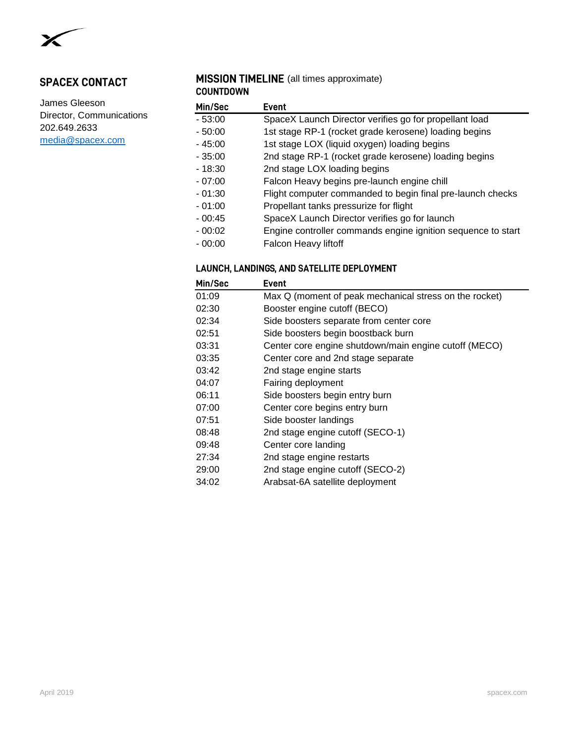## SPACEX CONTACT

James Gleeson
Director, Communications
202.649.2633
media@spacex.com

## MISSION TIMELINE (all times approximate)

### COUNTDOWN

| Min/Sec | Event |
|---|---|
| - 53:00 | SpaceX Launch Director verifies go for propellant load |
| - 50:00 | 1st stage RP-1 (rocket grade kerosene) loading begins |
| - 45:00 | 1st stage LOX (liquid oxygen) loading begins |
| - 35:00 | 2nd stage RP-1 (rocket grade kerosene) loading begins |
| - 18:30 | 2nd stage LOX loading begins |
| - 07:00 | Falcon Heavy begins pre-launch engine chill |
| - 01:30 | Flight computer commanded to begin final pre-launch checks |
| - 01:00 | Propellant tanks pressurize for flight |
| - 00:45 | SpaceX Launch Director verifies go for launch |
| - 00:02 | Engine controller commands engine ignition sequence to start |
| - 00:00 | Falcon Heavy liftoff |

### LAUNCH, LANDINGS, AND SATELLITE DEPLOYMENT

| Min/Sec | Event |
|---|---|
| 01:09 | Max Q (moment of peak mechanical stress on the rocket) |
| 02:30 | Booster engine cutoff (BECO) |
| 02:34 | Side boosters separate from center core |
| 02:51 | Side boosters begin boostback burn |
| 03:31 | Center core engine shutdown/main engine cutoff (MECO) |
| 03:35 | Center core and 2nd stage separate |
| 03:42 | 2nd stage engine starts |
| 04:07 | Fairing deployment |
| 06:11 | Side boosters begin entry burn |
| 07:00 | Center core begins entry burn |
| 07:51 | Side booster landings |
| 08:48 | 2nd stage engine cutoff (SECO-1) |
| 09:48 | Center core landing |
| 27:34 | 2nd stage engine restarts |
| 29:00 | 2nd stage engine cutoff (SECO-2) |
| 34:02 | Arabsat-6A satellite deployment |